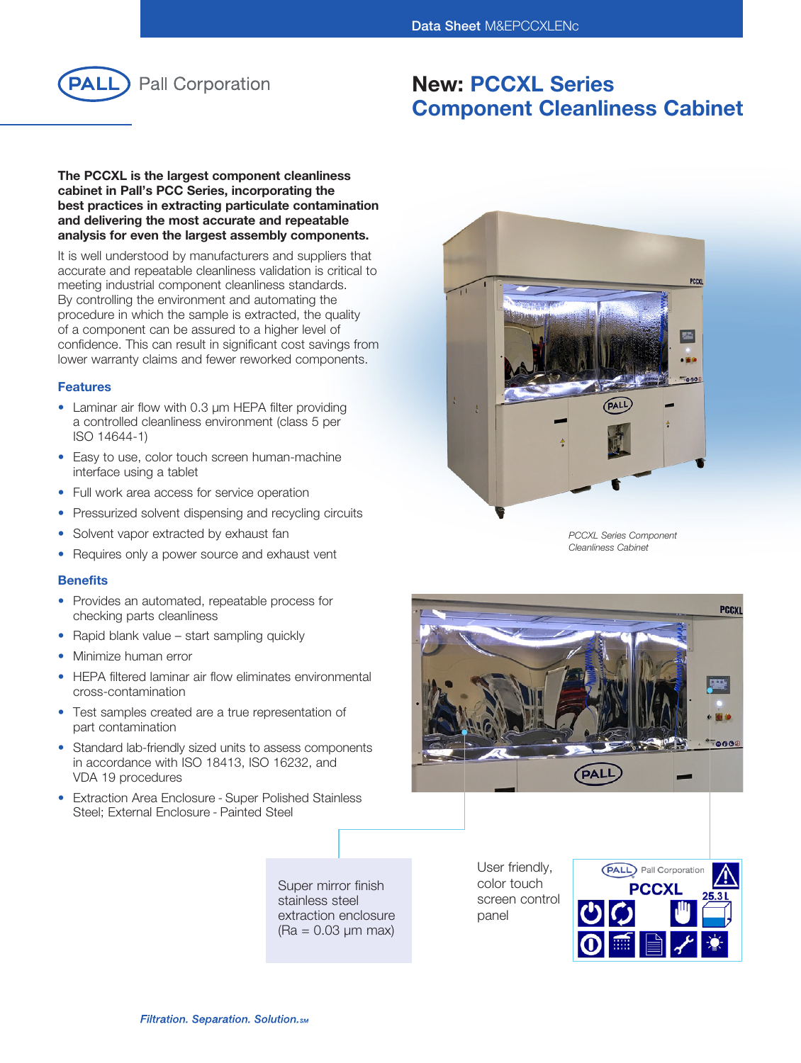Data Sheet M&EPCCXLENc

Pall Corporation

# New: PCCXL Series Component Cleanliness Cabinet

**The PCCXL is the largest component cleanliness cabinet in Pall's PCC Series, incorporating the best practices in extracting particulate contamination and delivering the most accurate and repeatable analysis for even the largest assembly components.**

It is well understood by manufacturers and suppliers that accurate and repeatable cleanliness validation is critical to meeting industrial component cleanliness standards. By controlling the environment and automating the procedure in which the sample is extracted, the quality of a component can be assured to a higher level of confidence. This can result in significant cost savings from lower warranty claims and fewer reworked components.

## Features

- Laminar air flow with 0.3 µm HEPA filter providing a controlled cleanliness environment (class 5 per ISO 14644-1)
- Easy to use, color touch screen human-machine interface using a tablet
- Full work area access for service operation
- Pressurized solvent dispensing and recycling circuits
- Solvent vapor extracted by exhaust fan
- Requires only a power source and exhaust vent

## Benefits

- Provides an automated, repeatable process for checking parts cleanliness
- Rapid blank value – start sampling quickly
- Minimize human error
- HEPA filtered laminar air flow eliminates environmental cross-contamination
- Test samples created are a true representation of part contamination
- Standard lab-friendly sized units to assess components in accordance with ISO 18413, ISO 16232, and VDA 19 procedures
- Extraction Area Enclosure - Super Polished Stainless Steel; External Enclosure - Painted Steel

*PCCXL Series Component Cleanliness Cabinet*

Super mirror finish stainless steel extraction enclosure (Ra = 0.03 µm max)

User friendly, color touch screen control panel

*Filtration. Separation. Solution.SM*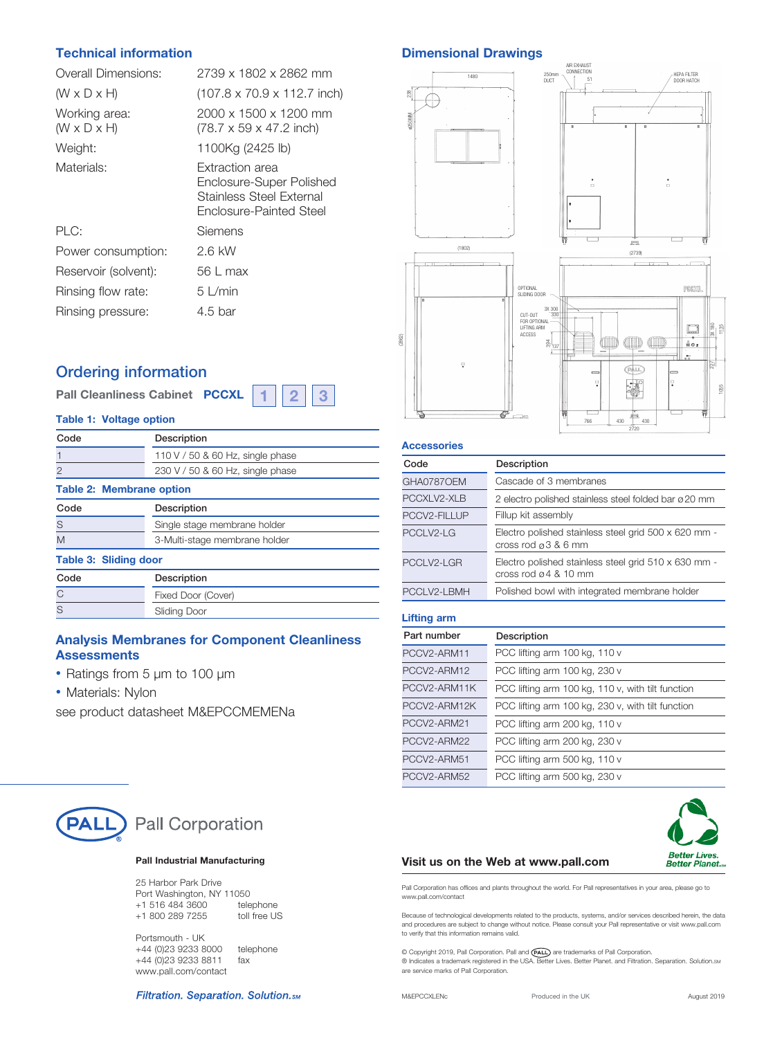## Technical information

| | |
|---|---|
| Overall Dimensions: (W x D x H) | 2739 x 1802 x 2862 mm (107.8 x 70.9 x 112.7 inch) |
| Working area: (W x D x H) | 2000 x 1500 x 1200 mm (78.7 x 59 x 47.2 inch) |
| Weight: | 1100Kg (2425 lb) |
| Materials: | Extraction area Enclosure-Super Polished Stainless Steel External Enclosure-Painted Steel |
| PLC: | Siemens |
| Power consumption: | 2.6 kW |
| Reservoir (solvent): | 56 L max |
| Rinsing flow rate: | 5 L/min |
| Rinsing pressure: | 4.5 bar |

## Ordering information

**Pall Cleanliness Cabinet PCCXL** 1 2 3

### Table 1: Voltage option

| Code | Description |
|---|---|
| 1 | 110 V / 50 & 60 Hz, single phase |
| 2 | 230 V / 50 & 60 Hz, single phase |

### Table 2: Membrane option

| Code | Description |
|---|---|
| S | Single stage membrane holder |
| M | 3-Multi-stage membrane holder |

### Table 3: Sliding door

| Code | Description |
|---|---|
| C | Fixed Door (Cover) |
| S | Sliding Door |

## Analysis Membranes for Component Cleanliness Assessments

- Ratings from 5 µm to 100 µm
- Materials: Nylon

see product datasheet M&EPCCMEMENa

## Dimensional Drawings

1480
250mm DUCT
AIR EXHAUST CONNECTION
51
HEPA FILTER DOOR HATCH
238
ø250MM
(1802)
(2739)
(2862)
OPTIONAL SLIDING DOOR
3X 300
330
CUT-OUT FOR OPTIONAL LIFTING ARM ACCESS
394
137
3X 180
1135
227
1065
766
430
430
2720

## Accessories

| Code | Description |
|---|---|
| GHA0787OEM | Cascade of 3 membranes |
| PCCXLV2-XLB | 2 electro polished stainless steel folded bar ø 20 mm |
| PCCV2-FILLUP | Fillup kit assembly |
| PCCLV2-LG | Electro polished stainless steel grid 500 x 620 mm - cross rod ø3 & 6 mm |
| PCCLV2-LGR | Electro polished stainless steel grid 510 x 630 mm - cross rod ø4 & 10 mm |
| PCCLV2-LBMH | Polished bowl with integrated membrane holder |

## Lifting arm

| Part number | Description |
|---|---|
| PCCV2-ARM11 | PCC lifting arm 100 kg, 110 v |
| PCCV2-ARM12 | PCC lifting arm 100 kg, 230 v |
| PCCV2-ARM11K | PCC lifting arm 100 kg, 110 v, with tilt function |
| PCCV2-ARM12K | PCC lifting arm 100 kg, 230 v, with tilt function |
| PCCV2-ARM21 | PCC lifting arm 200 kg, 110 v |
| PCCV2-ARM22 | PCC lifting arm 200 kg, 230 v |
| PCCV2-ARM51 | PCC lifting arm 500 kg, 110 v |
| PCCV2-ARM52 | PCC lifting arm 500 kg, 230 v |

PALL Pall Corporation

**Pall Industrial Manufacturing**

25 Harbor Park Drive
Port Washington, NY 11050
+1 516 484 3600 telephone
+1 800 289 7255 toll free US

Portsmouth - UK
+44 (0)23 9233 8000 telephone
+44 (0)23 9233 8811 fax
www.pall.com/contact

**Visit us on the Web at www.pall.com**

*Better Lives. Better Planet.SM*

Pall Corporation has offices and plants throughout the world. For Pall representatives in your area, please go to www.pall.com/contact

Because of technological developments related to the products, systems, and/or services described herein, the data and procedures are subject to change without notice. Please consult your Pall representative or visit www.pall.com to verify that this information remains valid.

© Copyright 2019, Pall Corporation. Pall and PALL are trademarks of Pall Corporation. ® Indicates a trademark registered in the USA. Better Lives. Better Planet. and Filtration. Separation. Solution.SM are service marks of Pall Corporation.

*Filtration. Separation. Solution.SM*

M&EPCCXLENc Produced in the UK August 2019